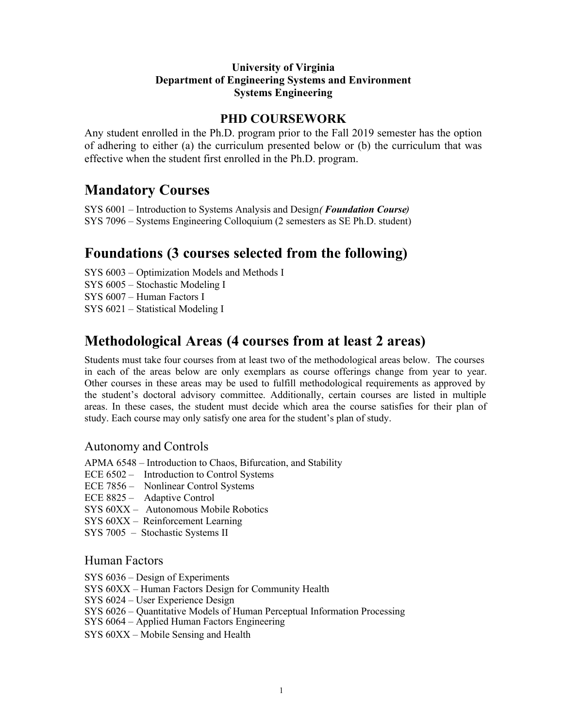**University of Virginia**
**Department of Engineering Systems and Environment**
**Systems Engineering**

## PHD COURSEWORK

Any student enrolled in the Ph.D. program prior to the Fall 2019 semester has the option of adhering to either (a) the curriculum presented below or (b) the curriculum that was effective when the student first enrolled in the Ph.D. program.

# Mandatory Courses

SYS 6001 – Introduction to Systems Analysis and Design ***( Foundation Course)***
SYS 7096 – Systems Engineering Colloquium (2 semesters as SE Ph.D. student)

# Foundations (3 courses selected from the following)

SYS 6003 – Optimization Models and Methods I
SYS 6005 – Stochastic Modeling I
SYS 6007 – Human Factors I
SYS 6021 – Statistical Modeling I

# Methodological Areas (4 courses from at least 2 areas)

Students must take four courses from at least two of the methodological areas below. The courses in each of the areas below are only exemplars as course offerings change from year to year. Other courses in these areas may be used to fulfill methodological requirements as approved by the student's doctoral advisory committee. Additionally, certain courses are listed in multiple areas. In these cases, the student must decide which area the course satisfies for their plan of study. Each course may only satisfy one area for the student's plan of study.

## Autonomy and Controls

APMA 6548 – Introduction to Chaos, Bifurcation, and Stability
ECE 6502 – Introduction to Control Systems
ECE 7856 – Nonlinear Control Systems
ECE 8825 – Adaptive Control
SYS 60XX – Autonomous Mobile Robotics
SYS 60XX – Reinforcement Learning
SYS 7005 – Stochastic Systems II

## Human Factors

SYS 6036 – Design of Experiments
SYS 60XX – Human Factors Design for Community Health
SYS 6024 – User Experience Design
SYS 6026 – Quantitative Models of Human Perceptual Information Processing
SYS 6064 – Applied Human Factors Engineering
SYS 60XX – Mobile Sensing and Health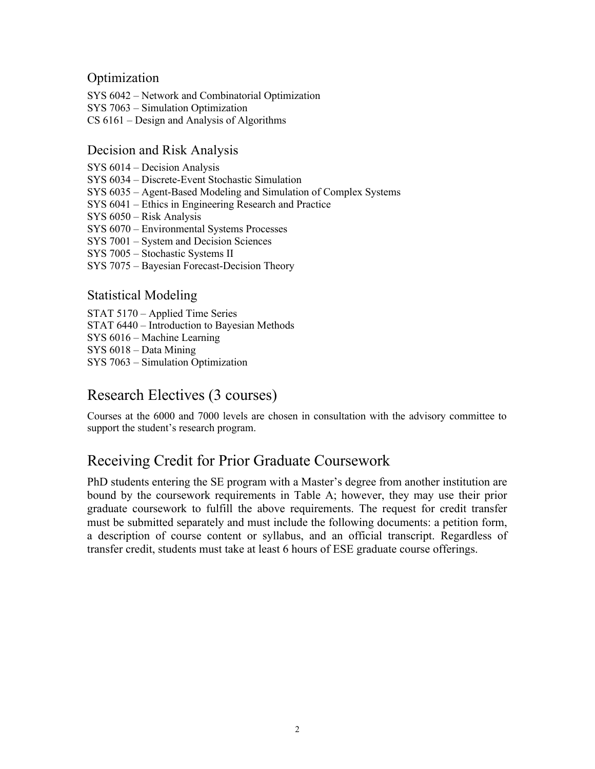### Optimization

SYS 6042 – Network and Combinatorial Optimization
SYS 7063 – Simulation Optimization
CS 6161 – Design and Analysis of Algorithms

### Decision and Risk Analysis

SYS 6014 – Decision Analysis
SYS 6034 – Discrete-Event Stochastic Simulation
SYS 6035 – Agent-Based Modeling and Simulation of Complex Systems
SYS 6041 – Ethics in Engineering Research and Practice
SYS 6050 – Risk Analysis
SYS 6070 – Environmental Systems Processes
SYS 7001 – System and Decision Sciences
SYS 7005 – Stochastic Systems II
SYS 7075 – Bayesian Forecast-Decision Theory

### Statistical Modeling

STAT 5170 – Applied Time Series
STAT 6440 – Introduction to Bayesian Methods
SYS 6016 – Machine Learning
SYS 6018 – Data Mining
SYS 7063 – Simulation Optimization

## Research Electives (3 courses)

Courses at the 6000 and 7000 levels are chosen in consultation with the advisory committee to support the student's research program.

## Receiving Credit for Prior Graduate Coursework

PhD students entering the SE program with a Master's degree from another institution are bound by the coursework requirements in Table A; however, they may use their prior graduate coursework to fulfill the above requirements. The request for credit transfer must be submitted separately and must include the following documents: a petition form, a description of course content or syllabus, and an official transcript. Regardless of transfer credit, students must take at least 6 hours of ESE graduate course offerings.